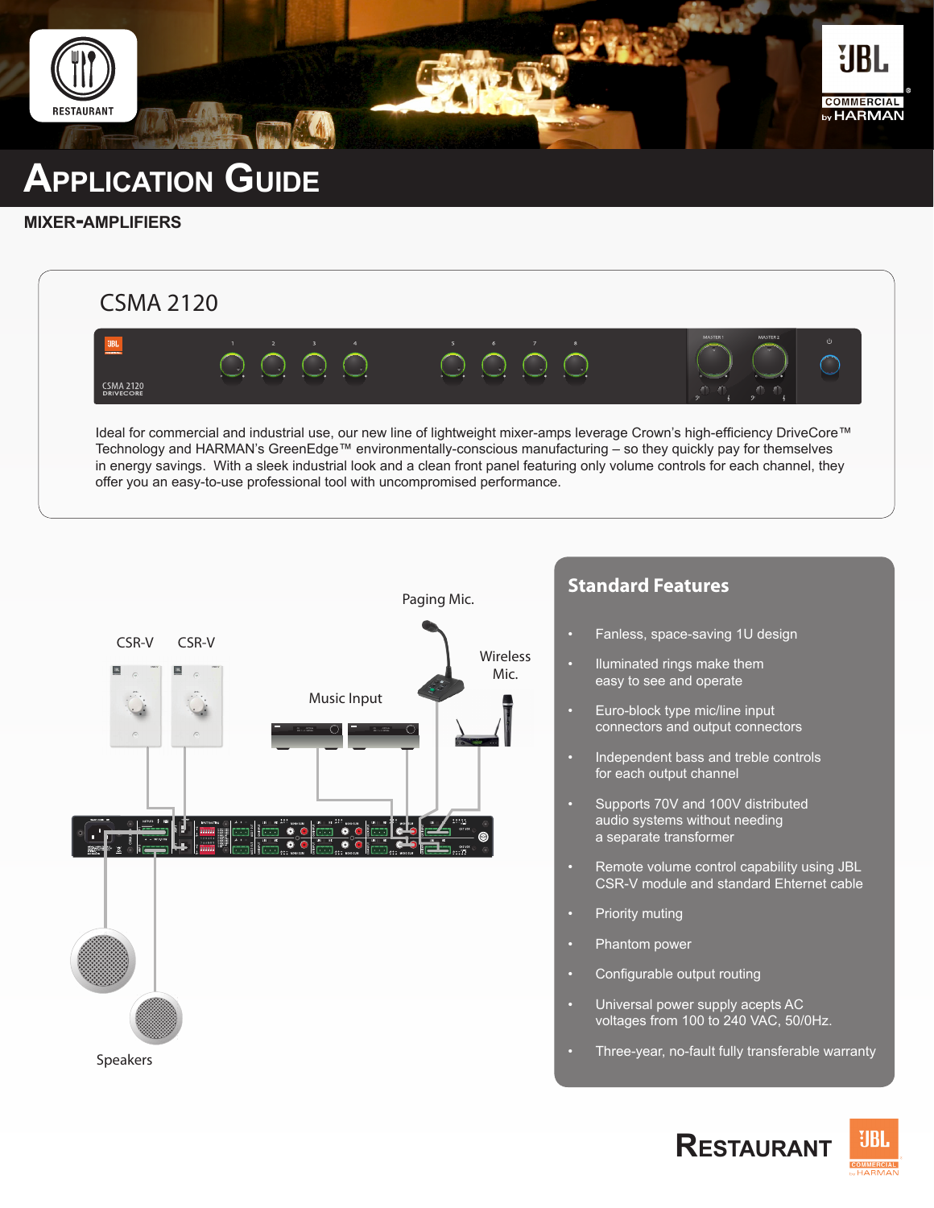# Application Guide

## MIXER-AMPLIFIERS

### CSMA 2120

Ideal for commercial and industrial use, our new line of lightweight mixer-amps leverage Crown's high-efficiency DriveCore™ Technology and HARMAN's GreenEdge™ environmentally-conscious manufacturing – so they quickly pay for themselves in energy savings. With a sleek industrial look and a clean front panel featuring only volume controls for each channel, they offer you an easy-to-use professional tool with uncompromised performance.

Paging Mic.

CSR-V CSR-V

Wireless Mic.

Music Input

Speakers

## Standard Features

- Fanless, space-saving 1U design
- Iluminated rings make them easy to see and operate
- Euro-block type mic/line input connectors and output connectors
- Independent bass and treble controls for each output channel
- Supports 70V and 100V distributed audio systems without needing a separate transformer
- Remote volume control capability using JBL CSR-V module and standard Ehternet cable
- Priority muting
- Phantom power
- Configurable output routing
- Universal power supply acepts AC voltages from 100 to 240 VAC, 50/0Hz.
- Three-year, no-fault fully transferable warranty

RESTAURANT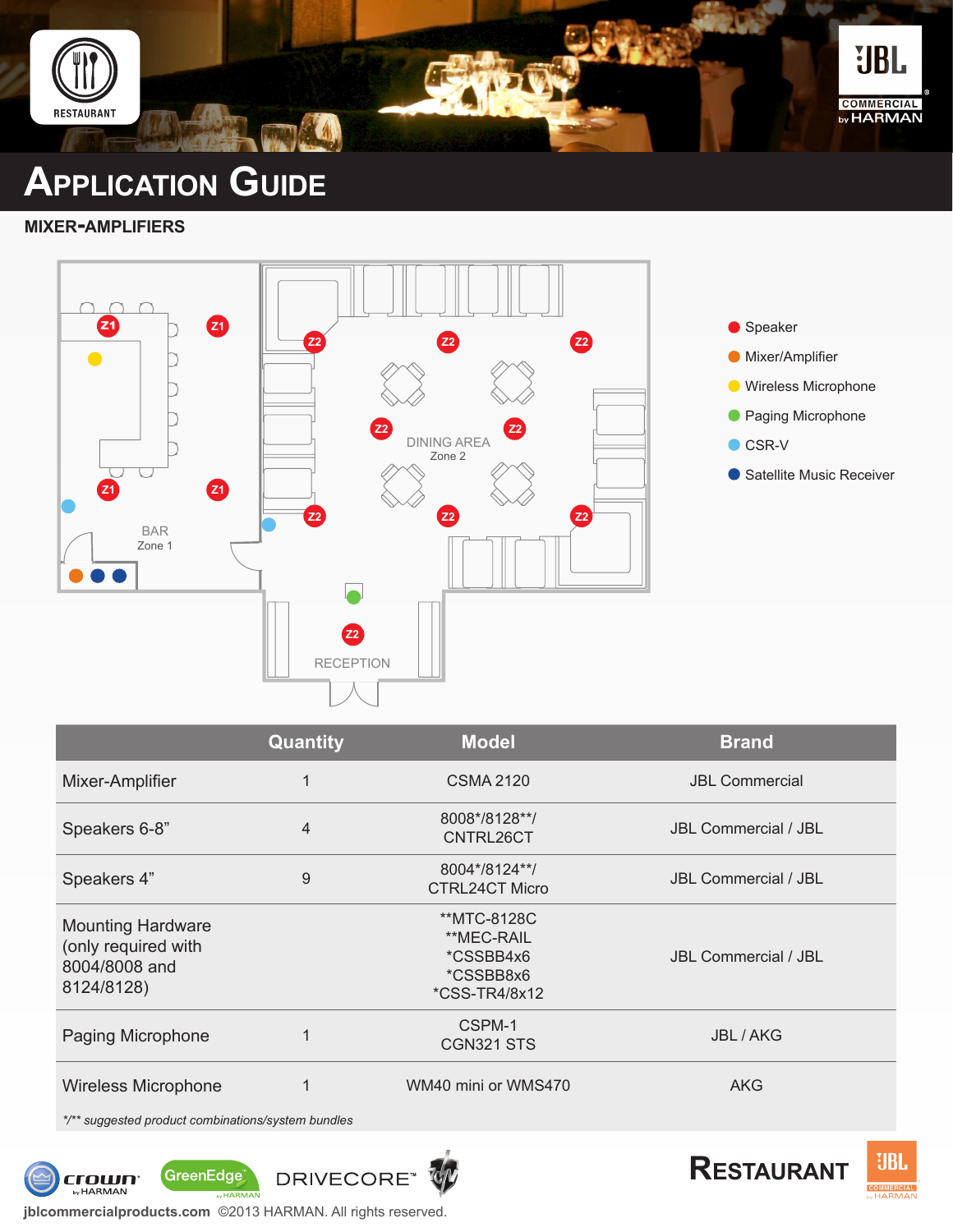# Application Guide

## MIXER-AMPLIFIERS

Z1
Z1
Z2
Z2
Z2
Z2
Z2
DINING AREA
Zone 2
Z1
Z1
Z2
Z2
Z2
BAR
Zone 1
Z2
RECEPTION

- Speaker
- Mixer/Amplifier
- Wireless Microphone
- Paging Microphone
- CSR-V
- Satellite Music Receiver

| | Quantity | Model | Brand |
|---|---|---|---|
| Mixer-Amplifier | 1 | CSMA 2120 | JBL Commercial |
| Speakers 6-8” | 4 | 8008*/8128**/ CNTRL26CT | JBL Commercial / JBL |
| Speakers 4” | 9 | 8004*/8124**/ CTRL24CT Micro | JBL Commercial / JBL |
| Mounting Hardware (only required with 8004/8008 and 8124/8128) | | **MTC-8128C **MEC-RAIL *CSSBB4x6 *CSSBB8x6 *CSS-TR4/8x12 | JBL Commercial / JBL |
| Paging Microphone | 1 | CSPM-1 CGN321 STS | JBL / AKG |
| Wireless Microphone | 1 | WM40 mini or WMS470 | AKG |

*\*/\*\* suggested product combinations/system bundles*

RESTAURANT

jblcommercialproducts.com ©2013 HARMAN. All rights reserved.